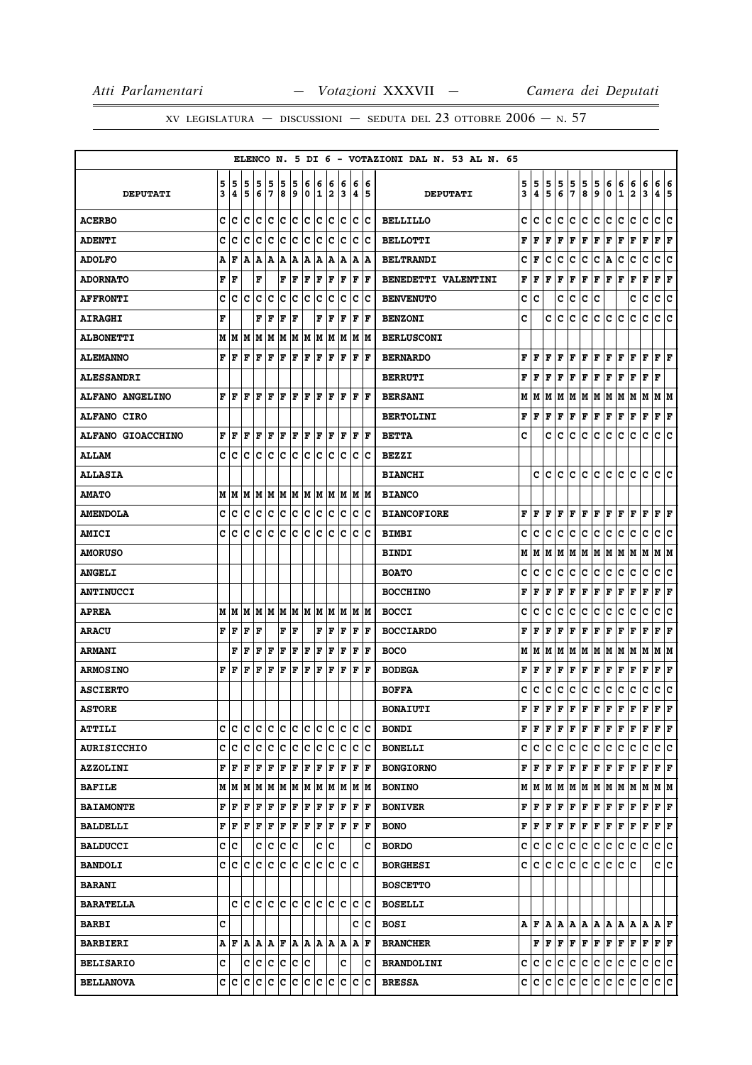XV LEGISLATURA — DISCUSSIONI — SEDUTA DEL 23 OTTOBRE 2006 — N. 57

ELENCO N. 5 DI 6 - VOTAZIONI DAL N. 53 AL N. 65

| DEPUTATI | 53 | 54 | 55 | 56 | 57 | 58 | 59 | 60 | 61 | 62 | 63 | 64 | 65 | DEPUTATI | 53 | 54 | 55 | 56 | 57 | 58 | 59 | 60 | 61 | 62 | 63 | 64 | 65 |
|---|---|---|---|---|---|---|---|---|---|---|---|---|---|---|---|---|---|---|---|---|---|---|---|---|---|---|---|
| ACERBO | C | C | C | C | C | C | C | C | C | C | C | C | C | BELLILLO | C | C | C | C | C | C | C | C | C | C | C | C | C |
| ADENTI | C | C | C | C | C | C | C | C | C | C | C | C | C | BELLOTTI | F | F | F | F | F | F | F | F | F | F | F | F | F |
| ADOLFO | A | F | A | A | A | A | A | A | A | A | A | A | A | BELTRANDI | C | F | C | C | C | C | C | A | C | C | C | C | C |
| ADORNATO | F | F | | F | | F | F | F | F | F | F | F | F | BENEDETTI VALENTINI | F | F | F | F | F | F | F | F | F | F | F | F | F |
| AFFRONTI | C | C | C | C | C | C | C | C | C | C | C | C | C | BENVENUTO | C | C | | C | C | C | C | | | C | C | C | C |
| AIRAGHI | F | | | F | F | F | F | | F | F | F | F | F | BENZONI | C | | C | C | C | C | C | C | C | C | C | C | C |
| ALBONETTI | M | M | M | M | M | M | M | M | M | M | M | M | M | BERLUSCONI | | | | | | | | | | | | | |
| ALEMANNO | F | F | F | F | F | F | F | F | F | F | F | F | F | BERNARDO | F | F | F | F | F | F | F | F | F | F | F | F | F |
| ALESSANDRI | | | | | | | | | | | | | | BERRUTI | F | F | F | F | F | F | F | F | F | F | F | F | |
| ALFANO ANGELINO | F | F | F | F | F | F | F | F | F | F | F | F | F | BERSANI | M | M | M | M | M | M | M | M | M | M | M | M | M |
| ALFANO CIRO | | | | | | | | | | | | | | BERTOLINI | F | F | F | F | F | F | F | F | F | F | F | F | F |
| ALFANO GIOACCHINO | F | F | F | F | F | F | F | F | F | F | F | F | F | BETTA | C | | C | C | C | C | C | C | C | C | C | C | C |
| ALLAM | C | C | C | C | C | C | C | C | C | C | C | C | C | BEZZI | | | | | | | | | | | | | |
| ALLASIA | | | | | | | | | | | | | | BIANCHI | | C | C | C | C | C | C | C | C | C | C | C | C |
| AMATO | M | M | M | M | M | M | M | M | M | M | M | M | M | BIANCO | | | | | | | | | | | | | |
| AMENDOLA | C | C | C | C | C | C | C | C | C | C | C | C | C | BIANCOFIORE | F | F | F | F | F | F | F | F | F | F | F | F | F |
| AMICI | C | C | C | C | C | C | C | C | C | C | C | C | C | BIMBI | C | C | C | C | C | C | C | C | C | C | C | C | C |
| AMORUSO | | | | | | | | | | | | | | BINDI | M | M | M | M | M | M | M | M | M | M | M | M | M |
| ANGELI | | | | | | | | | | | | | | BOATO | C | C | C | C | C | C | C | C | C | C | C | C | C |
| ANTINUCCI | | | | | | | | | | | | | | BOCCHINO | F | F | F | F | F | F | F | F | F | F | F | F | F |
| APREA | M | M | M | M | M | M | M | M | M | M | M | M | M | BOCCI | C | C | C | C | C | C | C | C | C | C | C | C | C |
| ARACU | F | F | F | F | | F | F | | F | F | F | F | F | BOCCIARDO | F | F | F | F | F | F | F | F | F | F | F | F | F |
| ARMANI | | F | F | F | F | F | F | F | F | F | F | F | F | BOCO | M | M | M | M | M | M | M | M | M | M | M | M | M |
| ARMOSINO | F | F | F | F | F | F | F | F | F | F | F | F | F | BODEGA | F | F | F | F | F | F | F | F | F | F | F | F | F |
| ASCIERTO | | | | | | | | | | | | | | BOFFA | C | C | C | C | C | C | C | C | C | C | C | C | C |
| ASTORE | | | | | | | | | | | | | | BONAIUTI | F | F | F | F | F | F | F | F | F | F | F | F | F |
| ATTILI | C | C | C | C | C | C | C | C | C | C | C | C | C | BONDI | F | F | F | F | F | F | F | F | F | F | F | F | F |
| AURISICCHIO | C | C | C | C | C | C | C | C | C | C | C | C | C | BONELLI | C | C | C | C | C | C | C | C | C | C | C | C | C |
| AZZOLINI | F | F | F | F | F | F | F | F | F | F | F | F | F | BONGIORNO | F | F | F | F | F | F | F | F | F | F | F | F | F |
| BAFILE | M | M | M | M | M | M | M | M | M | M | M | M | M | BONINO | M | M | M | M | M | M | M | M | M | M | M | M | M |
| BAIAMONTE | F | F | F | F | F | F | F | F | F | F | F | F | F | BONIVER | F | F | F | F | F | F | F | F | F | F | F | F | F |
| BALDELLI | F | F | F | F | F | F | F | F | F | F | F | F | F | BONO | F | F | F | F | F | F | F | F | F | F | F | F | F |
| BALDUCCI | C | C | | C | C | C | C | | C | C | | | C | BORDO | C | C | C | C | C | C | C | C | C | C | C | C | C |
| BANDOLI | C | C | C | C | C | C | C | C | C | C | C | C | | BORGHESI | C | C | C | C | C | C | C | C | C | C | | C | C |
| BARANI | | | | | | | | | | | | | | BOSCETTO | | | | | | | | | | | | | |
| BARATELLA | | C | C | C | C | C | C | C | C | C | C | C | C | BOSELLI | | | | | | | | | | | | | |
| BARBI | C | | | | | | | | | | | C | C | BOSI | A | F | A | A | A | A | A | A | A | A | A | A | F |
| BARBIERI | A | F | A | A | A | F | A | A | A | A | A | A | F | BRANCHER | | F | F | F | F | F | F | F | F | F | F | F | F |
| BELISARIO | C | | C | C | C | C | C | C | | | C | | C | BRANDOLINI | C | C | C | C | C | C | C | C | C | C | C | C | C |
| BELLANOVA | C | C | C | C | C | C | C | C | C | C | C | C | C | BRESSA | C | C | C | C | C | C | C | C | C | C | C | C | C |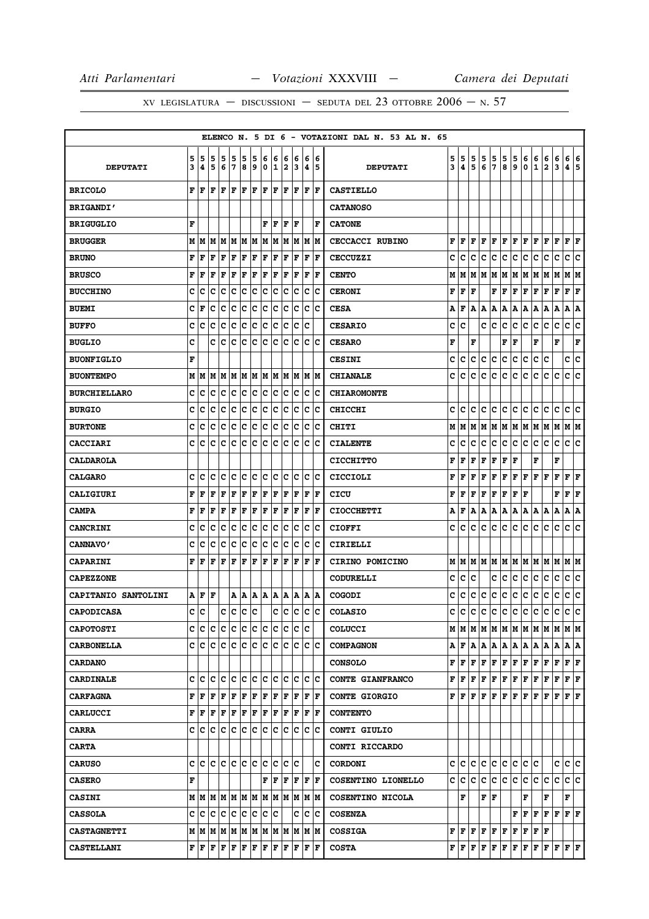ELENCO N. 5 DI 6 - VOTAZIONI DAL N. 53 AL N. 65

| DEPUTATI | 53 | 54 | 55 | 56 | 57 | 58 | 59 | 60 | 61 | 62 | 63 | 64 | 65 | DEPUTATI | 53 | 54 | 55 | 56 | 57 | 58 | 59 | 60 | 61 | 62 | 63 | 64 | 65 |
|---|---|---|---|---|---|---|---|---|---|---|---|---|---|---|---|---|---|---|---|---|---|---|---|---|---|---|---|
| BRICOLO | F | F | F | F | F | F | F | F | F | F | F | F | F | CASTIELLO | | | | | | | | | | | | | |
| BRIGANDI' | | | | | | | | | | | | | | CATANOSO | | | | | | | | | | | | | |
| BRIGUGLIO | F | | | | | | | F | F | F | F | | F | CATONE | | | | | | | | | | | | | |
| BRUGGER | M | M | M | M | M | M | M | M | M | M | M | M | M | CECCACCI RUBINO | F | F | F | F | F | F | F | F | F | F | F | F | F |
| BRUNO | F | F | F | F | F | F | F | F | F | F | F | F | F | CECCUZZI | C | C | C | C | C | C | C | C | C | C | C | C | C |
| BRUSCO | F | F | F | F | F | F | F | F | F | F | F | F | F | CENTO | M | M | M | M | M | M | M | M | M | M | M | M | M |
| BUCCHINO | C | C | C | C | C | C | C | C | C | C | C | C | C | CERONI | F | F | F | | F | F | F | F | F | F | F | F | F |
| BUEMI | C | F | C | C | C | C | C | C | C | C | C | C | C | CESA | A | F | A | A | A | A | A | A | A | A | A | A | A |
| BUFFO | C | C | C | C | C | C | C | C | C | C | C | C | | CESARIO | C | C | | C | C | C | C | C | C | C | C | C | C |
| BUGLIO | C | | C | C | C | C | C | C | C | C | C | C | C | CESARO | F | | F | | | F | F | | F | | F | | F |
| BUONFIGLIO | F | | | | | | | | | | | | | CESINI | C | C | C | C | C | C | C | C | C | C | | C | C |
| BUONTEMPO | M | M | M | M | M | M | M | M | M | M | M | M | M | CHIANALE | C | C | C | C | C | C | C | C | C | C | C | C | C |
| BURCHIELLARO | C | C | C | C | C | C | C | C | C | C | C | C | C | CHIAROMONTE | | | | | | | | | | | | | |
| BURGIO | C | C | C | C | C | C | C | C | C | C | C | C | C | CHICCHI | C | C | C | C | C | C | C | C | C | C | C | C | C |
| BURTONE | C | C | C | C | C | C | C | C | C | C | C | C | C | CHITI | M | M | M | M | M | M | M | M | M | M | M | M | M |
| CACCIARI | C | C | C | C | C | C | C | C | C | C | C | C | C | CIALENTE | C | C | C | C | C | C | C | C | C | C | C | C | C |
| CALDAROLA | | | | | | | | | | | | | | CICCHITTO | F | F | F | F | F | F | F | | F | | F | | |
| CALGARO | C | C | C | C | C | C | C | C | C | C | C | C | C | CICCIOLI | F | F | F | F | F | F | F | F | F | F | F | F | F |
| CALIGIURI | F | F | F | F | F | F | F | F | F | F | F | F | F | CICU | F | F | F | F | F | F | F | F | | | F | F | F |
| CAMPA | F | F | F | F | F | F | F | F | F | F | F | F | F | CIOCCHETTI | A | F | A | A | A | A | A | A | A | A | A | A | A |
| CANCRINI | C | C | C | C | C | C | C | C | C | C | C | C | C | CIOFFI | C | C | C | C | C | C | C | C | C | C | C | C | C |
| CANNAVO' | C | C | C | C | C | C | C | C | C | C | C | C | C | CIRIELLI | | | | | | | | | | | | | |
| CAPARINI | F | F | F | F | F | F | F | F | F | F | F | F | F | CIRINO POMICINO | M | M | M | M | M | M | M | M | M | M | M | M | M |
| CAPEZZONE | | | | | | | | | | | | | | CODURELLI | C | C | C | | C | C | C | C | C | C | C | C | C |
| CAPITANIO SANTOLINI | A | F | F | | A | A | A | A | A | A | A | A | A | COGODI | C | C | C | C | C | C | C | C | C | C | C | C | C |
| CAPODICASA | C | C | | C | C | C | C | | C | C | C | C | C | COLASIO | C | C | C | C | C | C | C | C | C | C | C | C | C |
| CAPOTOSTI | C | C | C | C | C | C | C | C | C | C | C | C | | COLUCCI | M | M | M | M | M | M | M | M | M | M | M | M | M |
| CARBONELLA | C | C | C | C | C | C | C | C | C | C | C | C | C | COMPAGNON | A | F | A | A | A | A | A | A | A | A | A | A | A |
| CARDANO | | | | | | | | | | | | | | CONSOLO | F | F | F | F | F | F | F | F | F | F | F | F | F |
| CARDINALE | C | C | C | C | C | C | C | C | C | C | C | C | C | CONTE GIANFRANCO | F | F | F | F | F | F | F | F | F | F | F | F | F |
| CARFAGNA | F | F | F | F | F | F | F | F | F | F | F | F | F | CONTE GIORGIO | F | F | F | F | F | F | F | F | F | F | F | F | F |
| CARLUCCI | F | F | F | F | F | F | F | F | F | F | F | F | F | CONTENTO | | | | | | | | | | | | | |
| CARRA | C | C | C | C | C | C | C | C | C | C | C | C | C | CONTI GIULIO | | | | | | | | | | | | | |
| CARTA | | | | | | | | | | | | | | CONTI RICCARDO | | | | | | | | | | | | | |
| CARUSO | C | C | C | C | C | C | C | C | C | C | C | | C | CORDONI | C | C | C | C | C | C | C | C | C | | C | C | C |
| CASERO | F | | | | | | | F | F | F | F | F | F | COSENTINO LIONELLO | C | C | C | C | C | C | C | C | C | C | C | C | C |
| CASINI | M | M | M | M | M | M | M | M | M | M | M | M | M | COSENTINO NICOLA | | F | | F | F | | | F | | F | | F | |
| CASSOLA | C | C | C | C | C | C | C | C | C | | C | C | C | COSENZA | | | | | | | F | F | F | F | F | F | F |
| CASTAGNETTI | M | M | M | M | M | M | M | M | M | M | M | M | M | COSSIGA | F | F | F | F | F | F | F | F | F | F | | | |
| CASTELLANI | F | F | F | F | F | F | F | F | F | F | F | F | F | COSTA | F | F | F | F | F | F | F | F | F | F | F | F | F |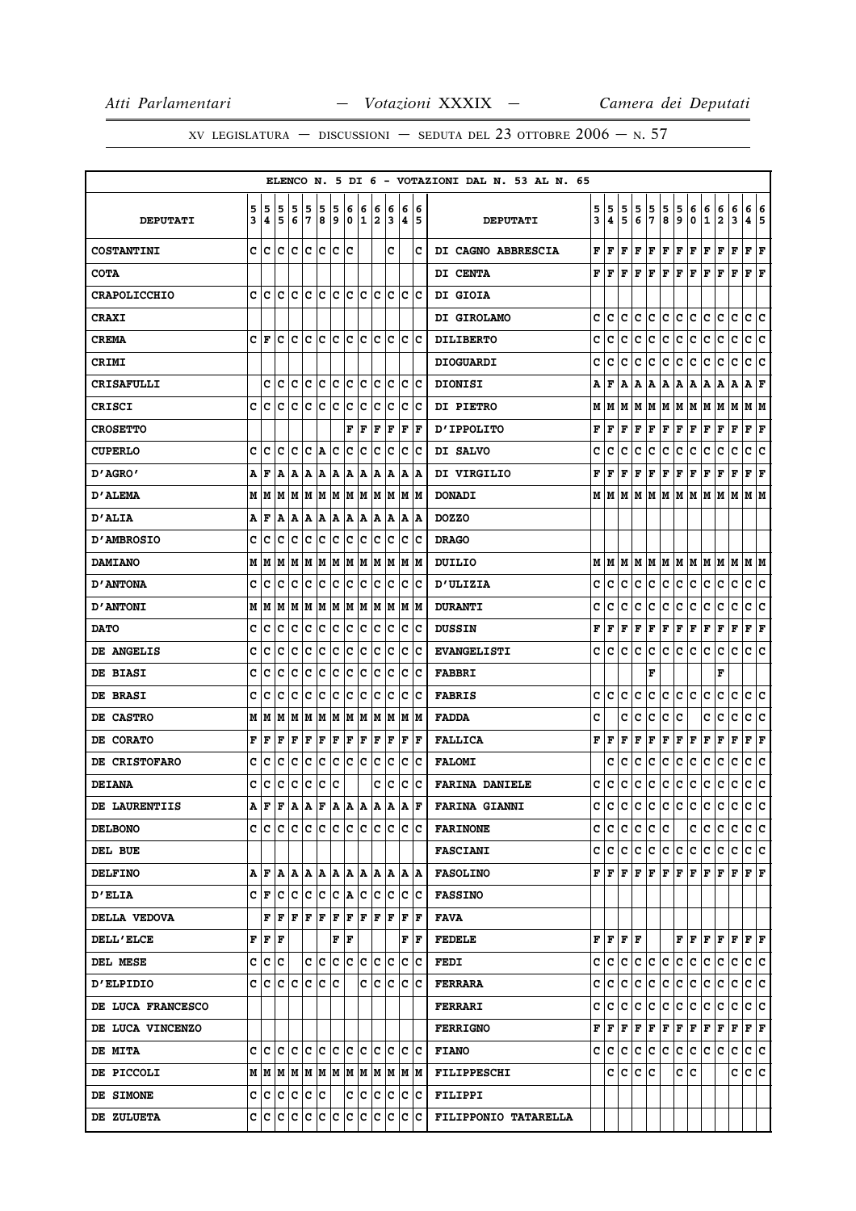XV LEGISLATURA — DISCUSSIONI — SEDUTA DEL 23 OTTOBRE 2006 — N. 57

ELENCO N. 5 DI 6 - VOTAZIONI DAL N. 53 AL N. 65

| DEPUTATI | 53 | 54 | 55 | 56 | 57 | 58 | 59 | 60 | 61 | 62 | 63 | 64 | 65 | DEPUTATI | 53 | 54 | 55 | 56 | 57 | 58 | 59 | 60 | 61 | 62 | 63 | 64 | 65 |
|---|---|---|---|---|---|---|---|---|---|---|---|---|---|---|---|---|---|---|---|---|---|---|---|---|---|---|---|
| COSTANTINI | C | C | C | C | C | C | C | C | | | C | | C | DI CAGNO ABBRESCIA | F | F | F | F | F | F | F | F | F | F | F | F | F |
| COTA | | | | | | | | | | | | | | DI CENTA | F | F | F | F | F | F | F | F | F | F | F | F | F |
| CRAPOLICCHIO | C | C | C | C | C | C | C | C | C | C | C | C | C | DI GIOIA | | | | | | | | | | | | | |
| CRAXI | | | | | | | | | | | | | | DI GIROLAMO | C | C | C | C | C | C | C | C | C | C | C | C | C |
| CREMA | C | F | C | C | C | C | C | C | C | C | C | C | C | DILIBERTO | C | C | C | C | C | C | C | C | C | C | C | C | C |
| CRIMI | | | | | | | | | | | | | | DIOGUARDI | C | C | C | C | C | C | C | C | C | C | C | C | C |
| CRISAFULLI | | C | C | C | C | C | C | C | C | C | C | C | C | DIONISI | A | F | A | A | A | A | A | A | A | A | A | A | F |
| CRISCI | C | C | C | C | C | C | C | C | C | C | C | C | C | DI PIETRO | M | M | M | M | M | M | M | M | M | M | M | M | M |
| CROSETTO | | | | | | | | F | F | F | F | F | F | D'IPPOLITO | F | F | F | F | F | F | F | F | F | F | F | F | F |
| CUPERLO | C | C | C | C | C | A | C | C | C | C | C | C | C | DI SALVO | C | C | C | C | C | C | C | C | C | C | C | C | C |
| D'AGRO' | A | F | A | A | A | A | A | A | A | A | A | A | A | DI VIRGILIO | F | F | F | F | F | F | F | F | F | F | F | F | F |
| D'ALEMA | M | M | M | M | M | M | M | M | M | M | M | M | M | DONADI | M | M | M | M | M | M | M | M | M | M | M | M | M |
| D'ALIA | A | F | A | A | A | A | A | A | A | A | A | A | A | DOZZO | | | | | | | | | | | | | |
| D'AMBROSIO | C | C | C | C | C | C | C | C | C | C | C | C | C | DRAGO | | | | | | | | | | | | | |
| DAMIANO | M | M | M | M | M | M | M | M | M | M | M | M | M | DUILIO | M | M | M | M | M | M | M | M | M | M | M | M | M |
| D'ANTONA | C | C | C | C | C | C | C | C | C | C | C | C | C | D'ULIZIA | C | C | C | C | C | C | C | C | C | C | C | C | C |
| D'ANTONI | M | M | M | M | M | M | M | M | M | M | M | M | M | DURANTI | C | C | C | C | C | C | C | C | C | C | C | C | C |
| DATO | C | C | C | C | C | C | C | C | C | C | C | C | C | DUSSIN | F | F | F | F | F | F | F | F | F | F | F | F | F |
| DE ANGELIS | C | C | C | C | C | C | C | C | C | C | C | C | C | EVANGELISTI | C | C | C | C | C | C | C | C | C | C | C | C | C |
| DE BIASI | C | C | C | C | C | C | C | C | C | C | C | C | C | FABBRI | | | | | F | | | | | F | | | |
| DE BRASI | C | C | C | C | C | C | C | C | C | C | C | C | C | FABRIS | C | C | C | C | C | C | C | C | C | C | C | C | C |
| DE CASTRO | M | M | M | M | M | M | M | M | M | M | M | M | M | FADDA | C | | C | C | C | C | C | | C | C | C | C | C |
| DE CORATO | F | F | F | F | F | F | F | F | F | F | F | F | F | FALLICA | F | F | F | F | F | F | F | F | F | F | F | F | F |
| DE CRISTOFARO | C | C | C | C | C | C | C | C | C | C | C | C | C | FALOMI | | C | C | C | C | C | C | C | C | C | C | C | C |
| DEIANA | C | C | C | C | C | C | C | | | C | C | C | C | FARINA DANIELE | C | C | C | C | C | C | C | C | C | C | C | C | C |
| DE LAURENTIIS | A | F | F | A | A | F | A | A | A | A | A | A | F | FARINA GIANNI | C | C | C | C | C | C | C | C | C | C | C | C | C |
| DELBONO | C | C | C | C | C | C | C | C | C | C | C | C | C | FARINONE | C | C | C | C | C | C | | C | C | C | C | C | C |
| DEL BUE | | | | | | | | | | | | | | FASCIANI | C | C | C | C | C | C | C | C | C | C | C | C | C |
| DELFINO | A | F | A | A | A | A | A | A | A | A | A | A | A | FASOLINO | F | F | F | F | F | F | F | F | F | F | F | F | F |
| D'ELIA | C | F | C | C | C | C | C | A | C | C | C | C | C | FASSINO | | | | | | | | | | | | | |
| DELLA VEDOVA | | F | F | F | F | F | F | F | F | F | F | F | F | FAVA | | | | | | | | | | | | | |
| DELL'ELCE | F | F | F | | | | F | F | | | | F | F | FEDELE | F | F | F | F | | | F | F | F | F | F | F | F |
| DEL MESE | C | C | C | | C | C | C | C | C | C | C | C | C | FEDI | C | C | C | C | C | C | C | C | C | C | C | C | C |
| D'ELPIDIO | C | C | C | C | C | C | C | | C | C | C | C | C | FERRARA | C | C | C | C | C | C | C | C | C | C | C | C | C |
| DE LUCA FRANCESCO | | | | | | | | | | | | | | FERRARI | C | C | C | C | C | C | C | C | C | C | C | C | C |
| DE LUCA VINCENZO | | | | | | | | | | | | | | FERRIGNO | F | F | F | F | F | F | F | F | F | F | F | F | F |
| DE MITA | C | C | C | C | C | C | C | C | C | C | C | C | C | FIANO | C | C | C | C | C | C | C | C | C | C | C | C | C |
| DE PICCOLI | M | M | M | M | M | M | M | M | M | M | M | M | M | FILIPPESCHI | | C | C | C | C | | C | C | | | C | C | C |
| DE SIMONE | C | C | C | C | C | C | | C | C | C | C | C | C | FILIPPI | | | | | | | | | | | | | |
| DE ZULUETA | C | C | C | C | C | C | C | C | C | C | C | C | C | FILIPPONIO TATARELLA | | | | | | | | | | | | | |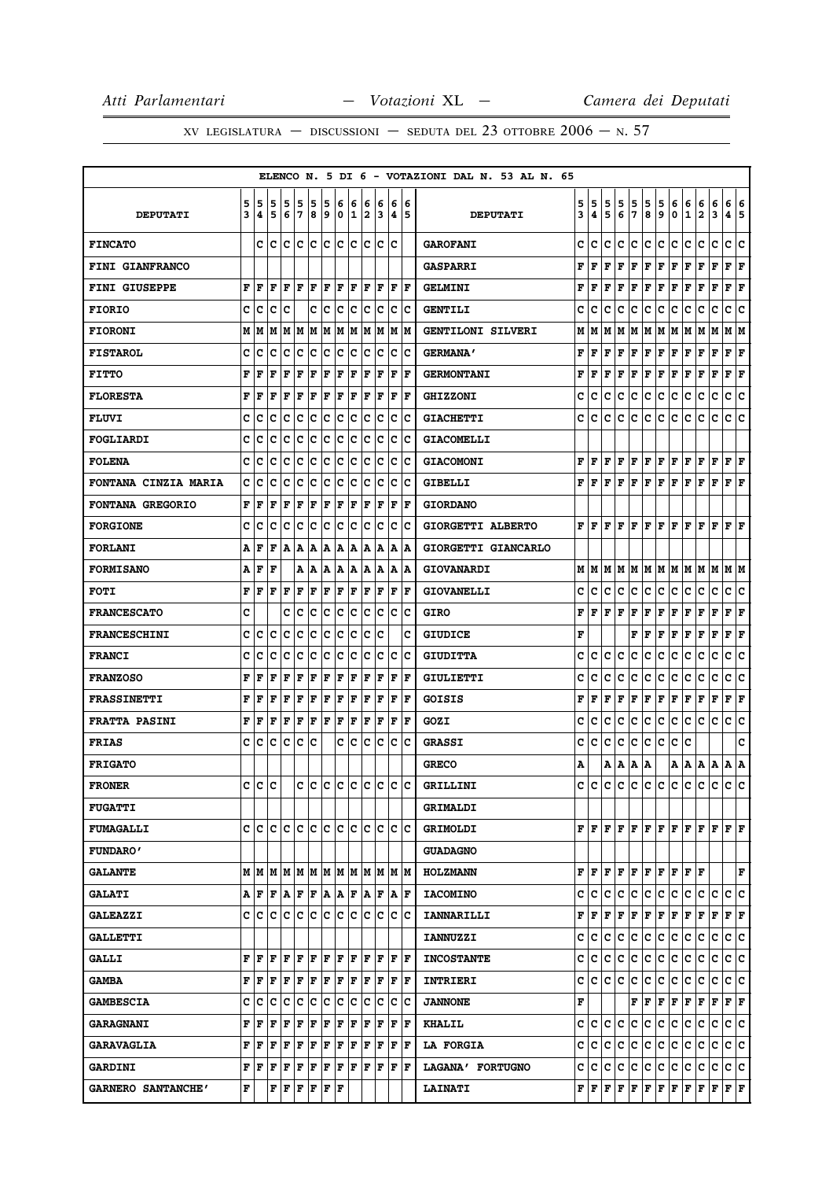XV LEGISLATURA — DISCUSSIONI — SEDUTA DEL 23 OTTOBRE 2006 — N. 57

| ELENCO N. 5 DI 6 - VOTAZIONI DAL N. 53 AL N. 65 | | | | | | | | | | | | | | | | | | | | | | | | | | | |
|---|---|---|---|---|---|---|---|---|---|---|---|---|---|---|---|---|---|---|---|---|---|---|---|---|---|---|---|
| DEPUTATI | 53 | 54 | 55 | 56 | 57 | 58 | 59 | 60 | 61 | 62 | 63 | 64 | 65 | DEPUTATI | 53 | 54 | 55 | 56 | 57 | 58 | 59 | 60 | 61 | 62 | 63 | 64 | 65 |
| FINCATO | | C | C | C | C | C | C | C | C | C | C | C | | GAROFANI | C | C | C | C | C | C | C | C | C | C | C | C | C |
| FINI GIANFRANCO | | | | | | | | | | | | | | GASPARRI | F | F | F | F | F | F | F | F | F | F | F | F | F |
| FINI GIUSEPPE | F | F | F | F | F | F | F | F | F | F | F | F | F | GELMINI | F | F | F | F | F | F | F | F | F | F | F | F | F |
| FIORIO | C | C | C | C | | C | C | C | C | C | C | C | C | GENTILI | C | C | C | C | C | C | C | C | C | C | C | C | C |
| FIORONI | M | M | M | M | M | M | M | M | M | M | M | M | M | GENTILONI SILVERI | M | M | M | M | M | M | M | M | M | M | M | M | M |
| FISTAROL | C | C | C | C | C | C | C | C | C | C | C | C | C | GERMANA' | F | F | F | F | F | F | F | F | F | F | F | F | F |
| FITTO | F | F | F | F | F | F | F | F | F | F | F | F | F | GERMONTANI | F | F | F | F | F | F | F | F | F | F | F | F | F |
| FLORESTA | F | F | F | F | F | F | F | F | F | F | F | F | F | GHIZZONI | C | C | C | C | C | C | C | C | C | C | C | C | C |
| FLUVI | C | C | C | C | C | C | C | C | C | C | C | C | C | GIACHETTI | C | C | C | C | C | C | C | C | C | C | C | C | C |
| FOGLIARDI | C | C | C | C | C | C | C | C | C | C | C | C | C | GIACOMELLI | | | | | | | | | | | | | |
| FOLENA | C | C | C | C | C | C | C | C | C | C | C | C | C | GIACOMONI | F | F | F | F | F | F | F | F | F | F | F | F | F |
| FONTANA CINZIA MARIA | C | C | C | C | C | C | C | C | C | C | C | C | C | GIBELLI | F | F | F | F | F | F | F | F | F | F | F | F | F |
| FONTANA GREGORIO | F | F | F | F | F | F | F | F | F | F | F | F | F | GIORDANO | | | | | | | | | | | | | |
| FORGIONE | C | C | C | C | C | C | C | C | C | C | C | C | C | GIORGETTI ALBERTO | F | F | F | F | F | F | F | F | F | F | F | F | F |
| FORLANI | A | F | F | A | A | A | A | A | A | A | A | A | A | GIORGETTI GIANCARLO | | | | | | | | | | | | | |
| FORMISANO | A | F | F | | A | A | A | A | A | A | A | A | A | GIOVANARDI | M | M | M | M | M | M | M | M | M | M | M | M | M |
| FOTI | F | F | F | F | F | F | F | F | F | F | F | F | F | GIOVANELLI | C | C | C | C | C | C | C | C | C | C | C | C | C |
| FRANCESCATO | C | | | C | C | C | C | C | C | C | C | C | C | GIRO | F | F | F | F | F | F | F | F | F | F | F | F | F |
| FRANCESCHINI | C | C | C | C | C | C | C | C | C | C | C | | C | GIUDICE | F | | | | F | F | F | F | F | F | F | F | F |
| FRANCI | C | C | C | C | C | C | C | C | C | C | C | C | C | GIUDITTA | C | C | C | C | C | C | C | C | C | C | C | C | C |
| FRANZOSO | F | F | F | F | F | F | F | F | F | F | F | F | F | GIULIETTI | C | C | C | C | C | C | C | C | C | C | C | C | C |
| FRASSINETTI | F | F | F | F | F | F | F | F | F | F | F | F | F | GOISIS | F | F | F | F | F | F | F | F | F | F | F | F | F |
| FRATTA PASINI | F | F | F | F | F | F | F | F | F | F | F | F | F | GOZI | C | C | C | C | C | C | C | C | C | C | C | C | C |
| FRIAS | C | C | C | C | C | C | | C | C | C | C | C | C | GRASSI | C | C | C | C | C | C | C | C | C | | | | C |
| FRIGATO | | | | | | | | | | | | | | GRECO | A | | A | A | A | A | | A | A | A | A | A | A |
| FRONER | C | C | C | | C | C | C | C | C | C | C | C | C | GRILLINI | C | C | C | C | C | C | C | C | C | C | C | C | C |
| FUGATTI | | | | | | | | | | | | | | GRIMALDI | | | | | | | | | | | | | |
| FUMAGALLI | C | C | C | C | C | C | C | C | C | C | C | C | C | GRIMOLDI | F | F | F | F | F | F | F | F | F | F | F | F | F |
| FUNDARO' | | | | | | | | | | | | | | GUADAGNO | | | | | | | | | | | | | |
| GALANTE | M | M | M | M | M | M | M | M | M | M | M | M | M | HOLZMANN | F | F | F | F | F | F | F | F | F | F | | | F |
| GALATI | A | F | F | A | F | F | A | A | F | A | F | A | F | IACOMINO | C | C | C | C | C | C | C | C | C | C | C | C | C |
| GALEAZZI | C | C | C | C | C | C | C | C | C | C | C | C | C | IANNARILLI | F | F | F | F | F | F | F | F | F | F | F | F | F |
| GALLETTI | | | | | | | | | | | | | | IANNUZZI | C | C | C | C | C | C | C | C | C | C | C | C | C |
| GALLI | F | F | F | F | F | F | F | F | F | F | F | F | F | INCOSTANTE | C | C | C | C | C | C | C | C | C | C | C | C | C |
| GAMBA | F | F | F | F | F | F | F | F | F | F | F | F | F | INTRIERI | C | C | C | C | C | C | C | C | C | C | C | C | C |
| GAMBESCIA | C | C | C | C | C | C | C | C | C | C | C | C | C | JANNONE | F | | | | F | F | F | F | F | F | F | F | F |
| GARAGNANI | F | F | F | F | F | F | F | F | F | F | F | F | F | KHALIL | C | C | C | C | C | C | C | C | C | C | C | C | C |
| GARAVAGLIA | F | F | F | F | F | F | F | F | F | F | F | F | F | LA FORGIA | C | C | C | C | C | C | C | C | C | C | C | C | C |
| GARDINI | F | F | F | F | F | F | F | F | F | F | F | F | F | LAGANA' FORTUGNO | C | C | C | C | C | C | C | C | C | C | C | C | C |
| GARNERO SANTANCHE' | F | | F | F | F | F | F | F | | | | | | LAINATI | F | F | F | F | F | F | F | F | F | F | F | F | F |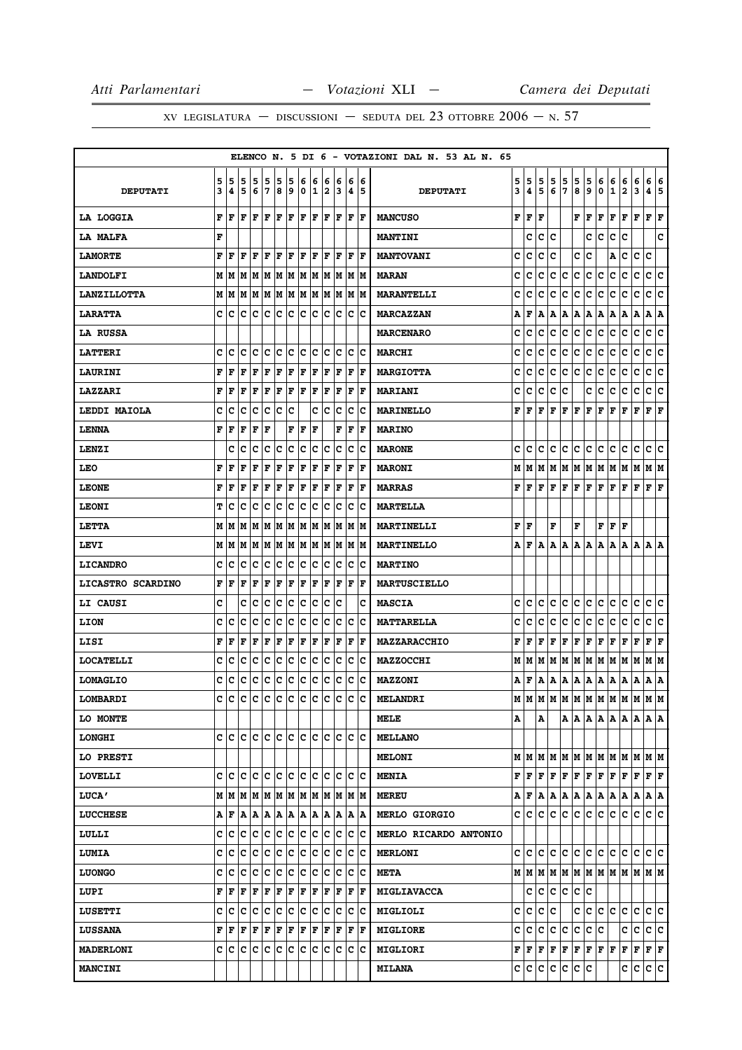ELENCO N. 5 DI 6 - VOTAZIONI DAL N. 53 AL N. 65

| DEPUTATI | 53 | 54 | 55 | 56 | 57 | 58 | 59 | 60 | 61 | 62 | 63 | 64 | 65 | DEPUTATI | 53 | 54 | 55 | 56 | 57 | 58 | 59 | 60 | 61 | 62 | 63 | 64 | 65 |
|---|---|---|---|---|---|---|---|---|---|---|---|---|---|---|---|---|---|---|---|---|---|---|---|---|---|---|---|
| LA LOGGIA | F | F | F | F | F | F | F | F | F | F | F | F | F | MANCUSO | F | F | F | | | F | F | F | F | F | F | F | F |
| LA MALFA | F | | | | | | | | | | | | | MANTINI | | C | C | C | | | C | C | C | C | | | C |
| LAMORTE | F | F | F | F | F | F | F | F | F | F | F | F | F | MANTOVANI | C | C | C | C | | C | C | | A | C | C | C | |
| LANDOLFI | M | M | M | M | M | M | M | M | M | M | M | M | M | MARAN | C | C | C | C | C | C | C | C | C | C | C | C | C |
| LANZILLOTTA | M | M | M | M | M | M | M | M | M | M | M | M | M | MARANTELLI | C | C | C | C | C | C | C | C | C | C | C | C | C |
| LARATTA | C | C | C | C | C | C | C | C | C | C | C | C | C | MARCAZZAN | A | F | A | A | A | A | A | A | A | A | A | A | A |
| LA RUSSA | | | | | | | | | | | | | | MARCENARO | C | C | C | C | C | C | C | C | C | C | C | C | C |
| LATTERI | C | C | C | C | C | C | C | C | C | C | C | C | C | MARCHI | C | C | C | C | C | C | C | C | C | C | C | C | C |
| LAURINI | F | F | F | F | F | F | F | F | F | F | F | F | F | MARGIOTTA | C | C | C | C | C | C | C | C | C | C | C | C | C |
| LAZZARI | F | F | F | F | F | F | F | F | F | F | F | F | F | MARIANI | C | C | C | C | C | | C | C | C | C | C | C | C |
| LEDDI MAIOLA | C | C | C | C | C | C | C | | C | C | C | C | C | MARINELLO | F | F | F | F | F | F | F | F | F | F | F | F | F |
| LENNA | F | F | F | F | F | | F | F | F | | F | F | F | MARINO | | | | | | | | | | | | | |
| LENZI | | C | C | C | C | C | C | C | C | C | C | C | C | MARONE | C | C | C | C | C | C | C | C | C | C | C | C | C |
| LEO | F | F | F | F | F | F | F | F | F | F | F | F | F | MARONI | M | M | M | M | M | M | M | M | M | M | M | M | M |
| LEONE | F | F | F | F | F | F | F | F | F | F | F | F | F | MARRAS | F | F | F | F | F | F | F | F | F | F | F | F | F |
| LEONI | T | C | C | C | C | C | C | C | C | C | C | C | C | MARTELLA | | | | | | | | | | | | | |
| LETTA | M | M | M | M | M | M | M | M | M | M | M | M | M | MARTINELLI | F | F | | F | | F | | F | F | F | | | |
| LEVI | M | M | M | M | M | M | M | M | M | M | M | M | M | MARTINELLO | A | F | A | A | A | A | A | A | A | A | A | A | A |
| LICANDRO | C | C | C | C | C | C | C | C | C | C | C | C | C | MARTINO | | | | | | | | | | | | | |
| LICASTRO SCARDINO | F | F | F | F | F | F | F | F | F | F | F | F | F | MARTUSCIELLO | | | | | | | | | | | | | |
| LI CAUSI | C | | C | C | C | C | C | C | C | C | C | | C | MASCIA | C | C | C | C | C | C | C | C | C | C | C | C | C |
| LION | C | C | C | C | C | C | C | C | C | C | C | C | C | MATTARELLA | C | C | C | C | C | C | C | C | C | C | C | C | C |
| LISI | F | F | F | F | F | F | F | F | F | F | F | F | F | MAZZARACCHIO | F | F | F | F | F | F | F | F | F | F | F | F | F |
| LOCATELLI | C | C | C | C | C | C | C | C | C | C | C | C | C | MAZZOCCHI | M | M | M | M | M | M | M | M | M | M | M | M | M |
| LOMAGLIO | C | C | C | C | C | C | C | C | C | C | C | C | C | MAZZONI | A | F | A | A | A | A | A | A | A | A | A | A | A |
| LOMBARDI | C | C | C | C | C | C | C | C | C | C | C | C | C | MELANDRI | M | M | M | M | M | M | M | M | M | M | M | M | M |
| LO MONTE | | | | | | | | | | | | | | MELE | A | | A | | A | A | A | A | A | A | A | A | A |
| LONGHI | C | C | C | C | C | C | C | C | C | C | C | C | C | MELLANO | | | | | | | | | | | | | |
| LO PRESTI | | | | | | | | | | | | | | MELONI | M | M | M | M | M | M | M | M | M | M | M | M | M |
| LOVELLI | C | C | C | C | C | C | C | C | C | C | C | C | C | MENIA | F | F | F | F | F | F | F | F | F | F | F | F | F |
| LUCA' | M | M | M | M | M | M | M | M | M | M | M | M | M | MEREU | A | F | A | A | A | A | A | A | A | A | A | A | A |
| LUCCHESE | A | F | A | A | A | A | A | A | A | A | A | A | A | MERLO GIORGIO | C | C | C | C | C | C | C | C | C | C | C | C | C |
| LULLI | C | C | C | C | C | C | C | C | C | C | C | C | C | MERLO RICARDO ANTONIO | | | | | | | | | | | | | |
| LUMIA | C | C | C | C | C | C | C | C | C | C | C | C | C | MERLONI | C | C | C | C | C | C | C | C | C | C | C | C | C |
| LUONGO | C | C | C | C | C | C | C | C | C | C | C | C | C | META | M | M | M | M | M | M | M | M | M | M | M | M | M |
| LUPI | F | F | F | F | F | F | F | F | F | F | F | F | F | MIGLIAVACCA | | C | C | C | C | C | C | | | | | | |
| LUSETTI | C | C | C | C | C | C | C | C | C | C | C | C | C | MIGLIOLI | C | C | C | C | | C | C | C | C | C | C | C | C |
| LUSSANA | F | F | F | F | F | F | F | F | F | F | F | F | F | MIGLIORE | C | C | C | C | C | C | C | C | | C | C | C | C |
| MADERLONI | C | C | C | C | C | C | C | C | C | C | C | C | C | MIGLIORI | F | F | F | F | F | F | F | F | F | F | F | F | F |
| MANCINI | | | | | | | | | | | | | | MILANA | C | C | C | C | C | C | C | | | C | C | C | C |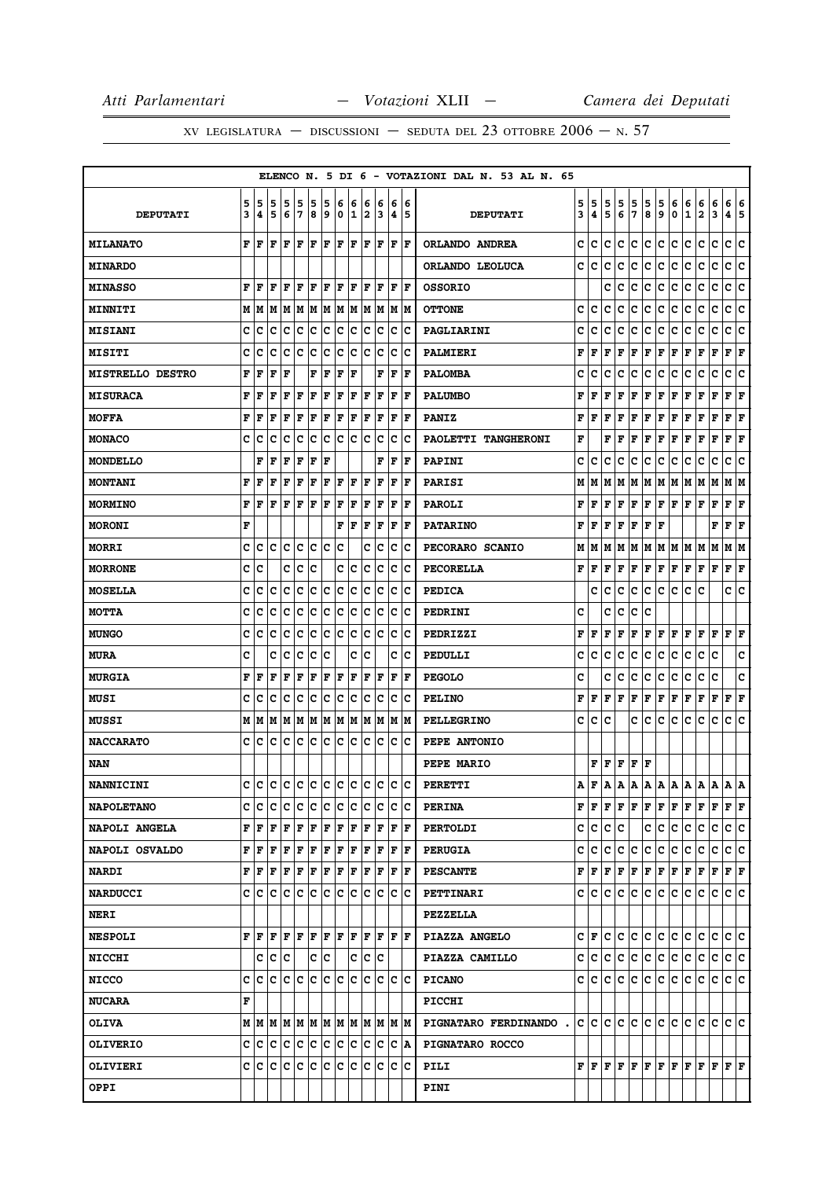ELENCO N. 5 DI 6 - VOTAZIONI DAL N. 53 AL N. 65

| DEPUTATI | 53 | 54 | 55 | 56 | 57 | 58 | 59 | 60 | 61 | 62 | 63 | 64 | 65 | DEPUTATI | 53 | 54 | 55 | 56 | 57 | 58 | 59 | 60 | 61 | 62 | 63 | 64 | 65 |
|---|---|---|---|---|---|---|---|---|---|---|---|---|---|---|---|---|---|---|---|---|---|---|---|---|---|---|---|
| MILANATO | F | F | F | F | F | F | F | F | F | F | F | F | F | ORLANDO ANDREA | C | C | C | C | C | C | C | C | C | C | C | C | C |
| MINARDO | | | | | | | | | | | | | | ORLANDO LEOLUCA | C | C | C | C | C | C | C | C | C | C | C | C | C |
| MINASSO | F | F | F | F | F | F | F | F | F | F | F | F | F | OSSORIO | | | C | C | C | C | C | C | C | C | C | C | C |
| MINNITI | M | M | M | M | M | M | M | M | M | M | M | M | M | OTTONE | C | C | C | C | C | C | C | C | C | C | C | C | C |
| MISIANI | C | C | C | C | C | C | C | C | C | C | C | C | C | PAGLIARINI | C | C | C | C | C | C | C | C | C | C | C | C | C |
| MISITI | C | C | C | C | C | C | C | C | C | C | C | C | C | PALMIERI | F | F | F | F | F | F | F | F | F | F | F | F | F |
| MISTRELLO DESTRO | F | F | F | F | | F | F | F | F | | F | F | F | PALOMBA | C | C | C | C | C | C | C | C | C | C | C | C | C |
| MISURACA | F | F | F | F | F | F | F | F | F | F | F | F | F | PALUMBO | F | F | F | F | F | F | F | F | F | F | F | F | F |
| MOFFA | F | F | F | F | F | F | F | F | F | F | F | F | F | PANIZ | F | F | F | F | F | F | F | F | F | F | F | F | F |
| MONACO | C | C | C | C | C | C | C | C | C | C | C | C | C | PAOLETTI TANGHERONI | F | | F | F | F | F | F | F | F | F | F | F | F |
| MONDELLO | | F | F | F | F | F | F | | | | F | F | F | PAPINI | C | C | C | C | C | C | C | C | C | C | C | C | C |
| MONTANI | F | F | F | F | F | F | F | F | F | F | F | F | F | PARISI | M | M | M | M | M | M | M | M | M | M | M | M | M |
| MORMINO | F | F | F | F | F | F | F | F | F | F | F | F | F | PAROLI | F | F | F | F | F | F | F | F | F | F | F | F | F |
| MORONI | F | | | | | | | F | F | F | F | F | F | PATARINO | F | F | F | F | F | F | F | | | | F | F | F |
| MORRI | C | C | C | C | C | C | C | C | | C | C | C | C | PECORARO SCANIO | M | M | M | M | M | M | M | M | M | M | M | M | M |
| MORRONE | C | C | | C | C | C | | C | C | C | C | C | C | PECORELLA | F | F | F | F | F | F | F | F | F | F | F | F | F |
| MOSELLA | C | C | C | C | C | C | C | C | C | C | C | C | C | PEDICA | | C | C | C | C | C | C | C | C | C | | C | C |
| MOTTA | C | C | C | C | C | C | C | C | C | C | C | C | C | PEDRINI | C | | C | C | C | C | | | | | | | |
| MUNGO | C | C | C | C | C | C | C | C | C | C | C | C | C | PEDRIZZI | F | F | F | F | F | F | F | F | F | F | F | F | F |
| MURA | C | | C | C | C | C | C | | C | C | | C | C | PEDULLI | C | C | C | C | C | C | C | C | C | C | C | | C |
| MURGIA | F | F | F | F | F | F | F | F | F | F | F | F | F | PEGOLO | C | | C | C | C | C | C | C | C | C | C | | C |
| MUSI | C | C | C | C | C | C | C | C | C | C | C | C | C | PELINO | F | F | F | F | F | F | F | F | F | F | F | F | F |
| MUSSI | M | M | M | M | M | M | M | M | M | M | M | M | M | PELLEGRINO | C | C | C | | | C | C | C | C | C | C | C | C |
| NACCARATO | C | C | C | C | C | C | C | C | C | C | C | C | C | PEPE ANTONIO | | | | | | | | | | | | | |
| NAN | | | | | | | | | | | | | | PEPE MARIO | | F | F | F | F | F | | | | | | | |
| NANNICINI | C | C | C | C | C | C | C | C | C | C | C | C | C | PERETTI | A | F | A | A | A | A | A | A | A | A | A | A | A |
| NAPOLETANO | C | C | C | C | C | C | C | C | C | C | C | C | C | PERINA | F | F | F | F | F | F | F | F | F | F | F | F | F |
| NAPOLI ANGELA | F | F | F | F | F | F | F | F | F | F | F | F | F | PERTOLDI | C | C | C | C | | C | C | C | C | C | C | C | C |
| NAPOLI OSVALDO | F | F | F | F | F | F | F | F | F | F | F | F | F | PERUGIA | C | C | C | C | C | C | C | C | C | C | C | C | C |
| NARDI | F | F | F | F | F | F | F | F | F | F | F | F | F | PESCANTE | F | F | F | F | F | F | F | F | F | F | F | F | F |
| NARDUCCI | C | C | C | C | C | C | C | C | C | C | C | C | C | PETTINARI | C | C | C | C | C | C | C | C | C | C | C | C | C |
| NERI | | | | | | | | | | | | | | PEZZELLA | | | | | | | | | | | | | |
| NESPOLI | F | F | F | F | F | F | F | F | F | F | F | F | F | PIAZZA ANGELO | C | F | C | C | C | C | C | C | C | C | C | C | C |
| NICCHI | | C | C | C | | C | C | | C | C | C | | | PIAZZA CAMILLO | C | C | C | C | C | C | C | C | C | C | C | C | C |
| NICCO | C | C | C | C | C | C | C | C | C | C | C | C | C | PICANO | C | C | C | C | C | C | C | C | C | C | C | C | C |
| NUCARA | F | | | | | | | | | | | | | PICCHI | | | | | | | | | | | | | |
| OLIVA | M | M | M | M | M | M | M | M | M | M | M | M | M | PIGNATARO FERDINANDO . | C | C | C | C | C | C | C | C | C | C | C | C | C |
| OLIVERIO | C | C | C | C | C | C | C | C | C | C | C | C | A | PIGNATARO ROCCO | | | | | | | | | | | | | |
| OLIVIERI | C | C | C | C | C | C | C | C | C | C | C | C | C | PILI | F | F | F | F | F | F | F | F | F | F | F | F | F |
| OPPI | | | | | | | | | | | | | | PINI | | | | | | | | | | | | | |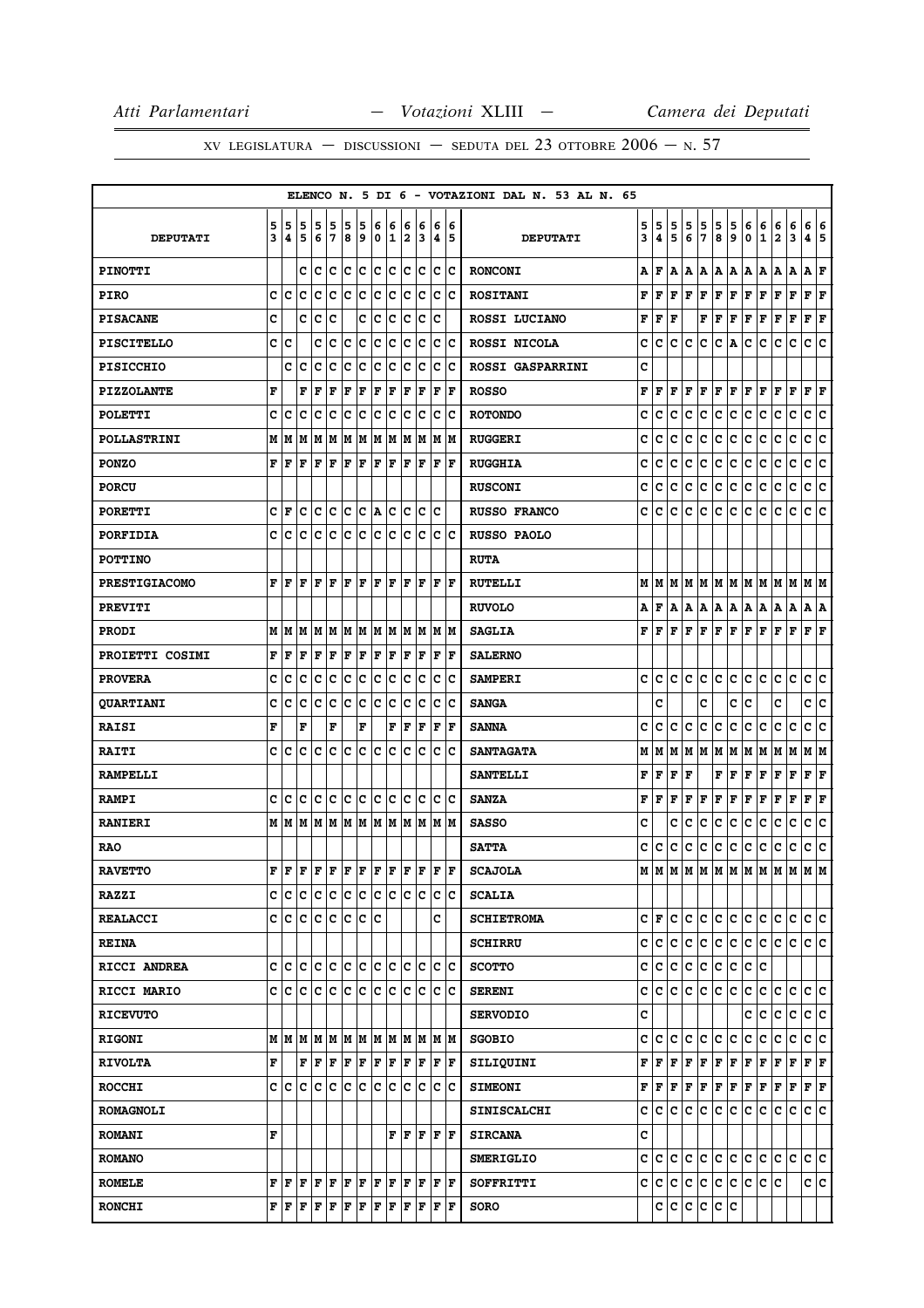ELENCO N. 5 DI 6 - VOTAZIONI DAL N. 53 AL N. 65

| DEPUTATI | 53 | 54 | 55 | 56 | 57 | 58 | 59 | 60 | 61 | 62 | 63 | 64 | 65 | DEPUTATI | 53 | 54 | 55 | 56 | 57 | 58 | 59 | 60 | 61 | 62 | 63 | 64 | 65 |
|---|---|---|---|---|---|---|---|---|---|---|---|---|---|---|---|---|---|---|---|---|---|---|---|---|---|---|---|
| PINOTTI | | | C | C | C | C | C | C | C | C | C | C | C | RONCONI | A | F | A | A | A | A | A | A | A | A | A | A | F |
| PIRO | C | C | C | C | C | C | C | C | C | C | C | C | C | ROSITANI | F | F | F | F | F | F | F | F | F | F | F | F | F |
| PISACANE | C | | C | C | C | | C | C | C | C | C | C | | ROSSI LUCIANO | F | F | F | | F | F | F | F | F | F | F | F | F |
| PISCITELLO | C | C | | C | C | C | C | C | C | C | C | C | C | ROSSI NICOLA | C | C | C | C | C | C | A | C | C | C | C | C | C |
| PISICCHIO | | C | C | C | C | C | C | C | C | C | C | C | C | ROSSI GASPARRINI | C | | | | | | | | | | | | |
| PIZZOLANTE | F | | F | F | F | F | F | F | F | F | F | F | F | ROSSO | F | F | F | F | F | F | F | F | F | F | F | F | F |
| POLETTI | C | C | C | C | C | C | C | C | C | C | C | C | C | ROTONDO | C | C | C | C | C | C | C | C | C | C | C | C | C |
| POLLASTRINI | M | M | M | M | M | M | M | M | M | M | M | M | M | RUGGERI | C | C | C | C | C | C | C | C | C | C | C | C | C |
| PONZO | F | F | F | F | F | F | F | F | F | F | F | F | F | RUGGHIA | C | C | C | C | C | C | C | C | C | C | C | C | C |
| PORCU | | | | | | | | | | | | | | RUSCONI | C | C | C | C | C | C | C | C | C | C | C | C | C |
| PORETTI | C | F | C | C | C | C | C | A | C | C | C | C | | RUSSO FRANCO | C | C | C | C | C | C | C | C | C | C | C | C | C |
| PORFIDIA | C | C | C | C | C | C | C | C | C | C | C | C | C | RUSSO PAOLO | | | | | | | | | | | | | |
| POTTINO | | | | | | | | | | | | | | RUTA | | | | | | | | | | | | | |
| PRESTIGIACOMO | F | F | F | F | F | F | F | F | F | F | F | F | F | RUTELLI | M | M | M | M | M | M | M | M | M | M | M | M | M |
| PREVITI | | | | | | | | | | | | | | RUVOLO | A | F | A | A | A | A | A | A | A | A | A | A | A |
| PRODI | M | M | M | M | M | M | M | M | M | M | M | M | M | SAGLIA | F | F | F | F | F | F | F | F | F | F | F | F | F |
| PROIETTI COSIMI | F | F | F | F | F | F | F | F | F | F | F | F | F | SALERNO | | | | | | | | | | | | | |
| PROVERA | C | C | C | C | C | C | C | C | C | C | C | C | C | SAMPERI | C | C | C | C | C | C | C | C | C | C | C | C | C |
| QUARTIANI | C | C | C | C | C | C | C | C | C | C | C | C | C | SANGA | | C | | | C | | C | C | | C | | C | C |
| RAISI | F | | F | | F | | F | | F | F | F | F | F | SANNA | C | C | C | C | C | C | C | C | C | C | C | C | C |
| RAITI | C | C | C | C | C | C | C | C | C | C | C | C | C | SANTAGATA | M | M | M | M | M | M | M | M | M | M | M | M | M |
| RAMPELLI | | | | | | | | | | | | | | SANTELLI | F | F | F | F | | F | F | F | F | F | F | F | F |
| RAMPI | C | C | C | C | C | C | C | C | C | C | C | C | C | SANZA | F | F | F | F | F | F | F | F | F | F | F | F | F |
| RANIERI | M | M | M | M | M | M | M | M | M | M | M | M | M | SASSO | C | | C | C | C | C | C | C | C | C | C | C | C |
| RAO | | | | | | | | | | | | | | SATTA | C | C | C | C | C | C | C | C | C | C | C | C | C |
| RAVETTO | F | F | F | F | F | F | F | F | F | F | F | F | F | SCAJOLA | M | M | M | M | M | M | M | M | M | M | M | M | M |
| RAZZI | C | C | C | C | C | C | C | C | C | C | C | C | C | SCALIA | | | | | | | | | | | | | |
| REALACCI | C | C | C | C | C | C | C | C | | | | C | | SCHIETROMA | C | F | C | C | C | C | C | C | C | C | C | C | C |
| REINA | | | | | | | | | | | | | | SCHIRRU | C | C | C | C | C | C | C | C | C | C | C | C | C |
| RICCI ANDREA | C | C | C | C | C | C | C | C | C | C | C | C | C | SCOTTO | C | C | C | C | C | C | C | C | C | | | | |
| RICCI MARIO | C | C | C | C | C | C | C | C | C | C | C | C | C | SERENI | C | C | C | C | C | C | C | C | C | C | C | C | C |
| RICEVUTO | | | | | | | | | | | | | | SERVODIO | C | | | | | | | C | C | C | C | C | C |
| RIGONI | M | M | M | M | M | M | M | M | M | M | M | M | M | SGOBIO | C | C | C | C | C | C | C | C | C | C | C | C | C |
| RIVOLTA | F | | F | F | F | F | F | F | F | F | F | F | F | SILIQUINI | F | F | F | F | F | F | F | F | F | F | F | F | F |
| ROCCHI | C | C | C | C | C | C | C | C | C | C | C | C | C | SIMEONI | F | F | F | F | F | F | F | F | F | F | F | F | F |
| ROMAGNOLI | | | | | | | | | | | | | | SINISCALCHI | C | C | C | C | C | C | C | C | C | C | C | C | C |
| ROMANI | F | | | | | | | | F | F | F | F | F | SIRCANA | C | | | | | | | | | | | | |
| ROMANO | | | | | | | | | | | | | | SMERIGLIO | C | C | C | C | C | C | C | C | C | C | C | C | C |
| ROMELE | F | F | F | F | F | F | F | F | F | F | F | F | F | SOFFRITTI | C | C | C | C | C | C | C | C | C | C | | C | C |
| RONCHI | F | F | F | F | F | F | F | F | F | F | F | F | F | SORO | | C | C | C | C | C | C | | | | | | |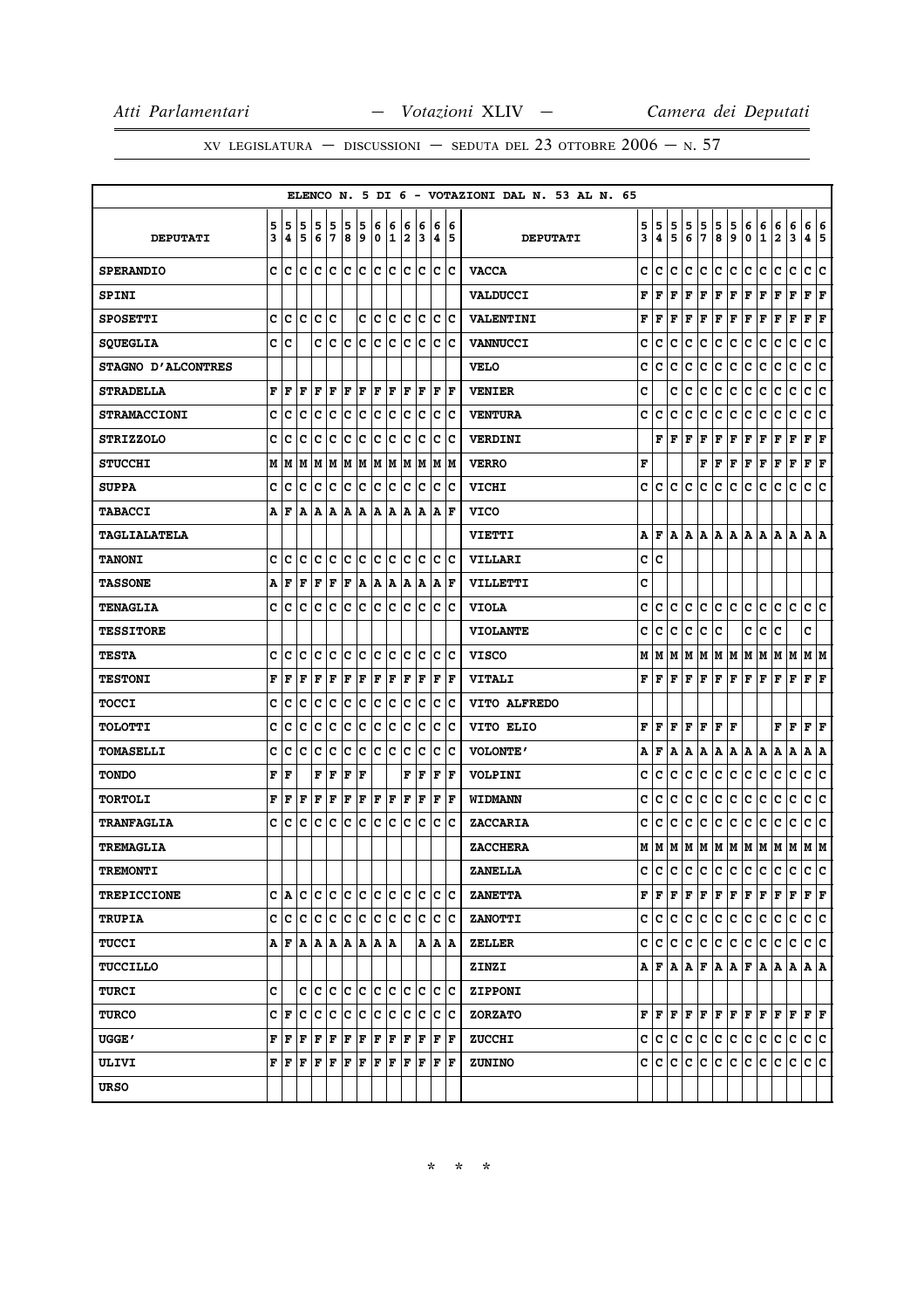XV LEGISLATURA — DISCUSSIONI — SEDUTA DEL 23 OTTOBRE 2006 — N. 57

ELENCO N. 5 DI 6 - VOTAZIONI DAL N. 53 AL N. 65

| DEPUTATI | 53 | 54 | 55 | 56 | 57 | 58 | 59 | 60 | 61 | 62 | 63 | 64 | 65 | DEPUTATI | 53 | 54 | 55 | 56 | 57 | 58 | 59 | 60 | 61 | 62 | 63 | 64 | 65 |
|---|---|---|---|---|---|---|---|---|---|---|---|---|---|---|---|---|---|---|---|---|---|---|---|---|---|---|---|
| SPERANDIO | C | C | C | C | C | C | C | C | C | C | C | C | C | VACCA | C | C | C | C | C | C | C | C | C | C | C | C | C |
| SPINI | | | | | | | | | | | | | | VALDUCCI | F | F | F | F | F | F | F | F | F | F | F | F | F |
| SPOSETTI | C | C | C | C | C | | C | C | C | C | C | C | C | VALENTINI | F | F | F | F | F | F | F | F | F | F | F | F | F |
| SQUEGLIA | C | C | | C | C | C | C | C | C | C | C | C | C | VANNUCCI | C | C | C | C | C | C | C | C | C | C | C | C | C |
| STAGNO D'ALCONTRES | | | | | | | | | | | | | | VELO | C | C | C | C | C | C | C | C | C | C | C | C | C |
| STRADELLA | F | F | F | F | F | F | F | F | F | F | F | F | F | VENIER | C | | C | C | C | C | C | C | C | C | C | C | C |
| STRAMACCIONI | C | C | C | C | C | C | C | C | C | C | C | C | C | VENTURA | C | C | C | C | C | C | C | C | C | C | C | C | C |
| STRIZZOLO | C | C | C | C | C | C | C | C | C | C | C | C | C | VERDINI | | F | F | F | F | F | F | F | F | F | F | F | F |
| STUCCHI | M | M | M | M | M | M | M | M | M | M | M | M | M | VERRO | F | | | | F | F | F | F | F | F | F | F | F |
| SUPPA | C | C | C | C | C | C | C | C | C | C | C | C | C | VICHI | C | C | C | C | C | C | C | C | C | C | C | C | C |
| TABACCI | A | F | A | A | A | A | A | A | A | A | A | A | F | VICO | | | | | | | | | | | | | |
| TAGLIALATELA | | | | | | | | | | | | | | VIETTI | A | F | A | A | A | A | A | A | A | A | A | A | A |
| TANONI | C | C | C | C | C | C | C | C | C | C | C | C | C | VILLARI | C | C | | | | | | | | | | | |
| TASSONE | A | F | F | F | F | F | A | A | A | A | A | A | F | VILLETTI | C | | | | | | | | | | | | |
| TENAGLIA | C | C | C | C | C | C | C | C | C | C | C | C | C | VIOLA | C | C | C | C | C | C | C | C | C | C | C | C | C |
| TESSITORE | | | | | | | | | | | | | | VIOLANTE | C | C | C | C | C | C | | C | C | C | | C | |
| TESTA | C | C | C | C | C | C | C | C | C | C | C | C | C | VISCO | M | M | M | M | M | M | M | M | M | M | M | M | M |
| TESTONI | F | F | F | F | F | F | F | F | F | F | F | F | F | VITALI | F | F | F | F | F | F | F | F | F | F | F | F | F |
| TOCCI | C | C | C | C | C | C | C | C | C | C | C | C | C | VITO ALFREDO | | | | | | | | | | | | | |
| TOLOTTI | C | C | C | C | C | C | C | C | C | C | C | C | C | VITO ELIO | F | F | F | F | F | F | F | | | F | F | F | F |
| TOMASELLI | C | C | C | C | C | C | C | C | C | C | C | C | C | VOLONTE' | A | F | A | A | A | A | A | A | A | A | A | A | A |
| TONDO | F | F | | F | F | F | F | | | F | F | F | F | VOLPINI | C | C | C | C | C | C | C | C | C | C | C | C | C |
| TORTOLI | F | F | F | F | F | F | F | F | F | F | F | F | F | WIDMANN | C | C | C | C | C | C | C | C | C | C | C | C | C |
| TRANFAGLIA | C | C | C | C | C | C | C | C | C | C | C | C | C | ZACCARIA | C | C | C | C | C | C | C | C | C | C | C | C | C |
| TREMAGLIA | | | | | | | | | | | | | | ZACCHERA | M | M | M | M | M | M | M | M | M | M | M | M | M |
| TREMONTI | | | | | | | | | | | | | | ZANELLA | C | C | C | C | C | C | C | C | C | C | C | C | C |
| TREPICCIONE | C | A | C | C | C | C | C | C | C | C | C | C | C | ZANETTA | F | F | F | F | F | F | F | F | F | F | F | F | F |
| TRUPIA | C | C | C | C | C | C | C | C | C | C | C | C | C | ZANOTTI | C | C | C | C | C | C | C | C | C | C | C | C | C |
| TUCCI | A | F | A | A | A | A | A | A | A | | A | A | A | ZELLER | C | C | C | C | C | C | C | C | C | C | C | C | C |
| TUCCILLO | | | | | | | | | | | | | | ZINZI | A | F | A | A | F | A | A | F | A | A | A | A | A |
| TURCI | C | | C | C | C | C | C | C | C | C | C | C | C | ZIPPONI | | | | | | | | | | | | | |
| TURCO | C | F | C | C | C | C | C | C | C | C | C | C | C | ZORZATO | F | F | F | F | F | F | F | F | F | F | F | F | F |
| UGGE' | F | F | F | F | F | F | F | F | F | F | F | F | F | ZUCCHI | C | C | C | C | C | C | C | C | C | C | C | C | C |
| ULIVI | F | F | F | F | F | F | F | F | F | F | F | F | F | ZUNINO | C | C | C | C | C | C | C | C | C | C | C | C | C |
| URSO | | | | | | | | | | | | | | | | | | | | | | | | | | | |

\* \* \*